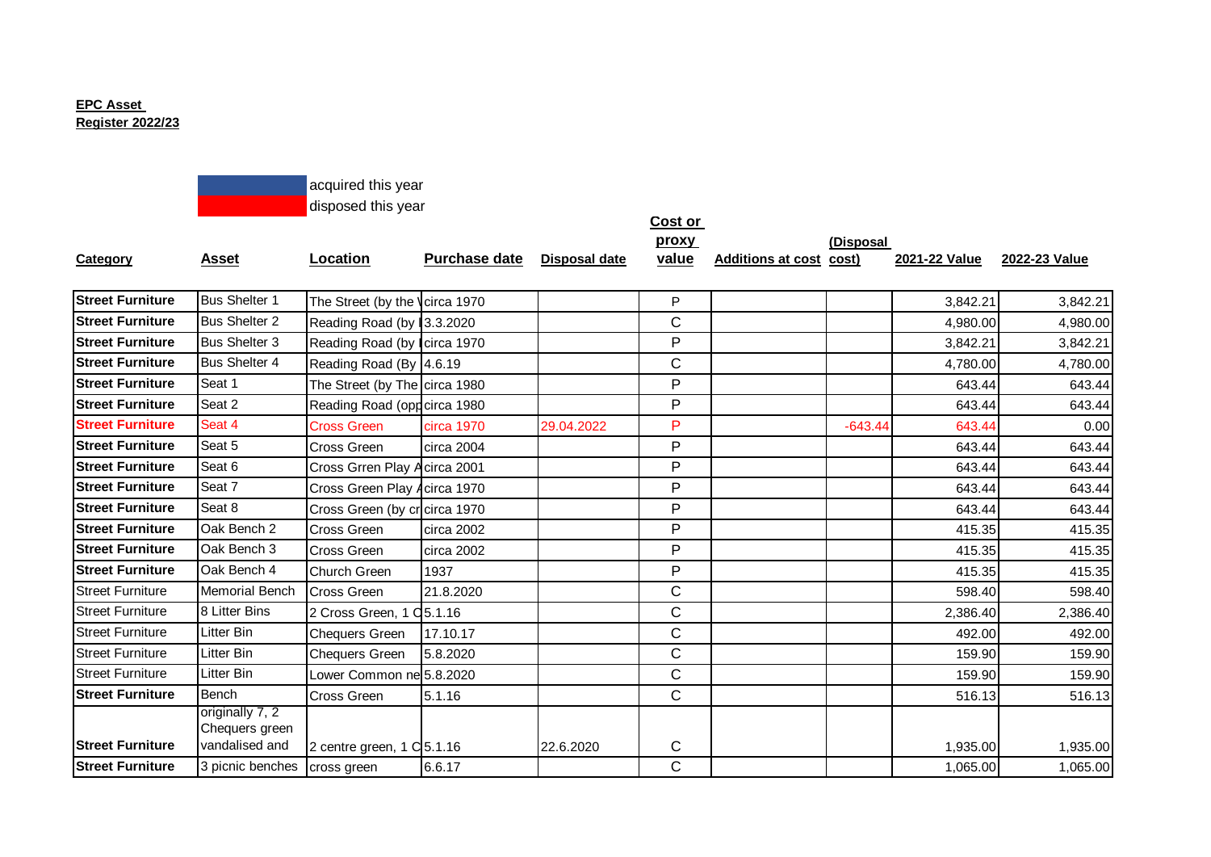**EPC Asset Register 2022/23**

| | |
|---|---|
| (blue) | acquired this year |
| (red) | disposed this year |

| Category | Asset | Location | Purchase date | Disposal date | Cost or proxy value | Additions at cost | (Disposal cost) | 2021-22 Value | 2022-23 Value |
|---|---|---|---|---|---|---|---|---|---|
| **Street Furniture** | Bus Shelter 1 | The Street (by the V | circa 1970 | | P | | | 3,842.21 | 3,842.21 |
| **Street Furniture** | Bus Shelter 2 | Reading Road (by I | 3.3.2020 | | C | | | 4,980.00 | 4,980.00 |
| **Street Furniture** | Bus Shelter 3 | Reading Road (by I | circa 1970 | | P | | | 3,842.21 | 3,842.21 |
| **Street Furniture** | Bus Shelter 4 | Reading Road (By | 4.6.19 | | C | | | 4,780.00 | 4,780.00 |
| **Street Furniture** | Seat 1 | The Street (by The | circa 1980 | | P | | | 643.44 | 643.44 |
| **Street Furniture** | Seat 2 | Reading Road (opp | circa 1980 | | P | | | 643.44 | 643.44 |
| **Street Furniture** | Seat 4 | Cross Green | circa 1970 | 29.04.2022 | P | | -643.44 | 643.44 | 0.00 |
| **Street Furniture** | Seat 5 | Cross Green | circa 2004 | | P | | | 643.44 | 643.44 |
| **Street Furniture** | Seat 6 | Cross Grren Play A | circa 2001 | | P | | | 643.44 | 643.44 |
| **Street Furniture** | Seat 7 | Cross Green Play A | circa 1970 | | P | | | 643.44 | 643.44 |
| **Street Furniture** | Seat 8 | Cross Green (by cr | circa 1970 | | P | | | 643.44 | 643.44 |
| **Street Furniture** | Oak Bench 2 | Cross Green | circa 2002 | | P | | | 415.35 | 415.35 |
| **Street Furniture** | Oak Bench 3 | Cross Green | circa 2002 | | P | | | 415.35 | 415.35 |
| **Street Furniture** | Oak Bench 4 | Church Green | 1937 | | P | | | 415.35 | 415.35 |
| Street Furniture | Memorial Bench | Cross Green | 21.8.2020 | | C | | | 598.40 | 598.40 |
| Street Furniture | 8 Litter Bins | 2 Cross Green, 1 C | 5.1.16 | | C | | | 2,386.40 | 2,386.40 |
| Street Furniture | Litter Bin | Chequers Green | 17.10.17 | | C | | | 492.00 | 492.00 |
| Street Furniture | Litter Bin | Chequers Green | 5.8.2020 | | C | | | 159.90 | 159.90 |
| Street Furniture | Litter Bin | Lower Common ne | 5.8.2020 | | C | | | 159.90 | 159.90 |
| **Street Furniture** | Bench | Cross Green | 5.1.16 | | C | | | 516.13 | 516.13 |
| **Street Furniture** | originally 7, 2 Chequers green vandalised and | 2 centre green, 1 C | 5.1.16 | 22.6.2020 | C | | | 1,935.00 | 1,935.00 |
| **Street Furniture** | 3 picnic benches | cross green | 6.6.17 | | C | | | 1,065.00 | 1,065.00 |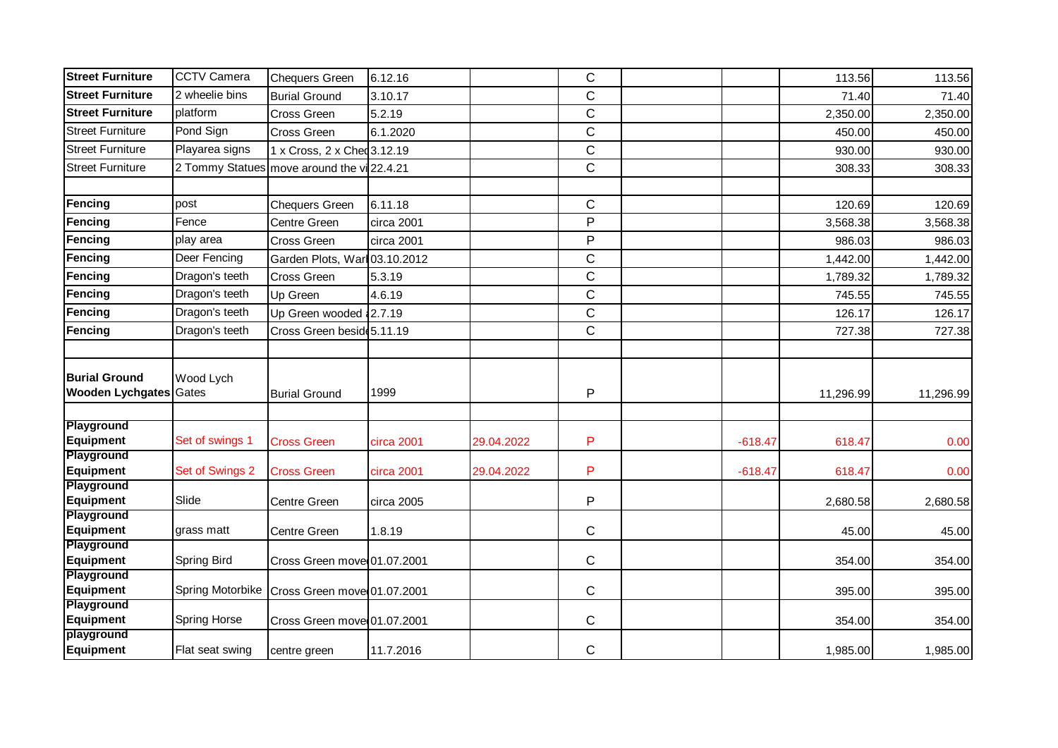| | | | | | | | | | |
|---|---|---|---|---|---|---|---|---|---|
| **Street Furniture** | CCTV Camera | Chequers Green | 6.12.16 | | C | | | 113.56 | 113.56 |
| **Street Furniture** | 2 wheelie bins | Burial Ground | 3.10.17 | | C | | | 71.40 | 71.40 |
| **Street Furniture** | platform | Cross Green | 5.2.19 | | C | | | 2,350.00 | 2,350.00 |
| Street Furniture | Pond Sign | Cross Green | 6.1.2020 | | C | | | 450.00 | 450.00 |
| Street Furniture | Playarea signs | 1 x Cross, 2 x Chec | 3.12.19 | | C | | | 930.00 | 930.00 |
| Street Furniture | 2 Tommy Statues | move around the vi | 22.4.21 | | C | | | 308.33 | 308.33 |
| | | | | | | | | | |
| **Fencing** | post | Chequers Green | 6.11.18 | | C | | | 120.69 | 120.69 |
| **Fencing** | Fence | Centre Green | circa 2001 | | P | | | 3,568.38 | 3,568.38 |
| **Fencing** | play area | Cross Green | circa 2001 | | P | | | 986.03 | 986.03 |
| **Fencing** | Deer Fencing | Garden Plots, Warl | 03.10.2012 | | C | | | 1,442.00 | 1,442.00 |
| **Fencing** | Dragon's teeth | Cross Green | 5.3.19 | | C | | | 1,789.32 | 1,789.32 |
| **Fencing** | Dragon's teeth | Up Green | 4.6.19 | | C | | | 745.55 | 745.55 |
| **Fencing** | Dragon's teeth | Up Green wooded | 2.7.19 | | C | | | 126.17 | 126.17 |
| **Fencing** | Dragon's teeth | Cross Green beside | 5.11.19 | | C | | | 727.38 | 727.38 |
| | | | | | | | | | |
| **Burial Ground Wooden Lychgates** | Wood Lych Gates | Burial Ground | 1999 | | P | | | 11,296.99 | 11,296.99 |
| | | | | | | | | | |
| **Playground Equipment** | Set of swings 1 | Cross Green | circa 2001 | 29.04.2022 | P | | -618.47 | 618.47 | 0.00 |
| **Playground Equipment** | Set of Swings 2 | Cross Green | circa 2001 | 29.04.2022 | P | | -618.47 | 618.47 | 0.00 |
| **Playground Equipment** | Slide | Centre Green | circa 2005 | | P | | | 2,680.58 | 2,680.58 |
| **Playground Equipment** | grass matt | Centre Green | 1.8.19 | | C | | | 45.00 | 45.00 |
| **Playground Equipment** | Spring Bird | Cross Green move | 01.07.2001 | | C | | | 354.00 | 354.00 |
| **Playground Equipment** | Spring Motorbike | Cross Green move | 01.07.2001 | | C | | | 395.00 | 395.00 |
| **Playground Equipment** | Spring Horse | Cross Green move | 01.07.2001 | | C | | | 354.00 | 354.00 |
| **playground Equipment** | Flat seat swing | centre green | 11.7.2016 | | C | | | 1,985.00 | 1,985.00 |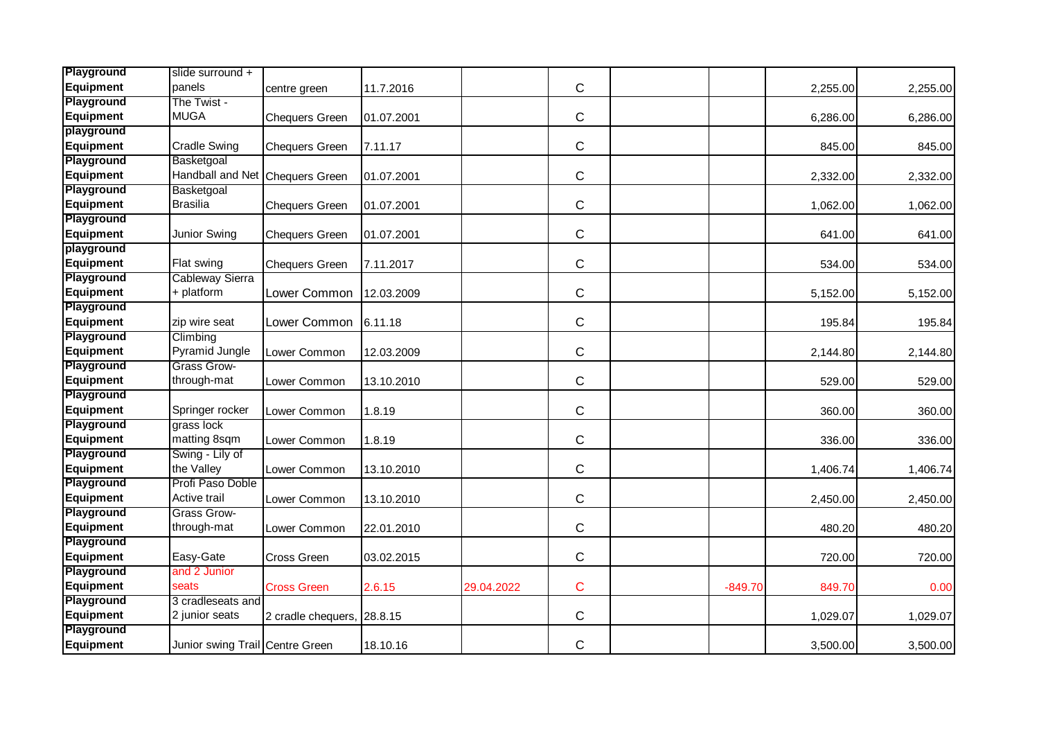| | | | | | | | | | |
|---|---|---|---|---|---|---|---|---|---|
| **Playground Equipment** | slide surround + panels | centre green | 11.7.2016 | | C | | | 2,255.00 | 2,255.00 |
| **Playground Equipment** | The Twist - MUGA | Chequers Green | 01.07.2001 | | C | | | 6,286.00 | 6,286.00 |
| **playground Equipment** | Cradle Swing | Chequers Green | 7.11.17 | | C | | | 845.00 | 845.00 |
| **Playground Equipment** | Basketgoal Handball and Net | Chequers Green | 01.07.2001 | | C | | | 2,332.00 | 2,332.00 |
| **Playground Equipment** | Basketgoal Brasilia | Chequers Green | 01.07.2001 | | C | | | 1,062.00 | 1,062.00 |
| **Playground Equipment** | Junior Swing | Chequers Green | 01.07.2001 | | C | | | 641.00 | 641.00 |
| **playground Equipment** | Flat swing | Chequers Green | 7.11.2017 | | C | | | 534.00 | 534.00 |
| **Playground Equipment** | Cableway Sierra + platform | Lower Common | 12.03.2009 | | C | | | 5,152.00 | 5,152.00 |
| **Playground Equipment** | zip wire seat | Lower Common | 6.11.18 | | C | | | 195.84 | 195.84 |
| **Playground Equipment** | Climbing Pyramid Jungle | Lower Common | 12.03.2009 | | C | | | 2,144.80 | 2,144.80 |
| **Playground Equipment** | Grass Grow-through-mat | Lower Common | 13.10.2010 | | C | | | 529.00 | 529.00 |
| **Playground Equipment** | Springer rocker | Lower Common | 1.8.19 | | C | | | 360.00 | 360.00 |
| **Playground Equipment** | grass lock matting 8sqm | Lower Common | 1.8.19 | | C | | | 336.00 | 336.00 |
| **Playground Equipment** | Swing - Lily of the Valley | Lower Common | 13.10.2010 | | C | | | 1,406.74 | 1,406.74 |
| **Playground Equipment** | Profi Paso Doble Active trail | Lower Common | 13.10.2010 | | C | | | 2,450.00 | 2,450.00 |
| **Playground Equipment** | Grass Grow-through-mat | Lower Common | 22.01.2010 | | C | | | 480.20 | 480.20 |
| **Playground Equipment** | Easy-Gate | Cross Green | 03.02.2015 | | C | | | 720.00 | 720.00 |
| **Playground Equipment** | and 2 Junior seats | Cross Green | 2.6.15 | 29.04.2022 | C | | -849.70 | 849.70 | 0.00 |
| **Playground Equipment** | 3 cradleseats and 2 junior seats | 2 cradle chequers, | 28.8.15 | | C | | | 1,029.07 | 1,029.07 |
| **Playground Equipment** | Junior swing Trail | Centre Green | 18.10.16 | | C | | | 3,500.00 | 3,500.00 |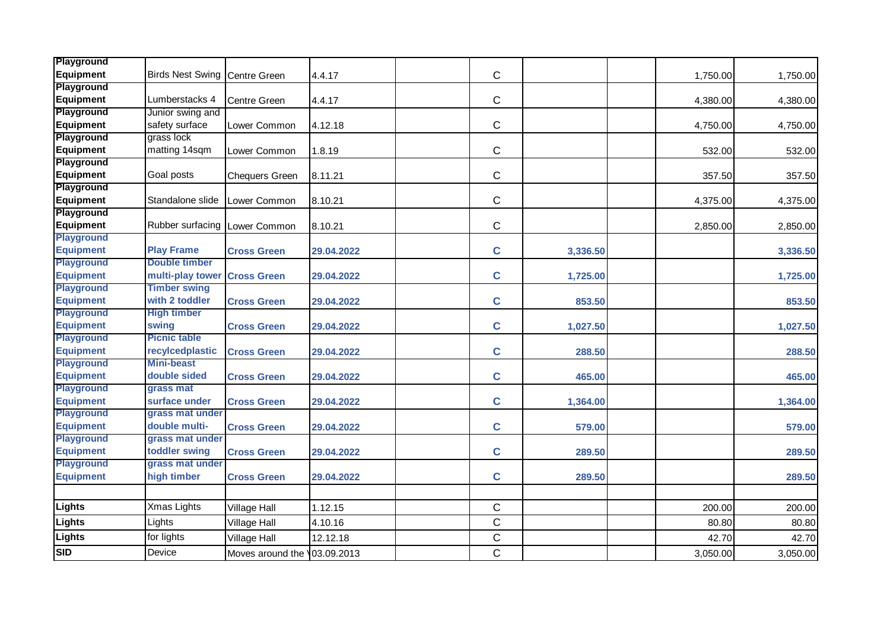| | | | | | | | | | |
|---|---|---|---|---|---|---|---|---|---|
| Playground Equipment | Birds Nest Swing | Centre Green | 4.4.17 | | C | | | 1,750.00 | 1,750.00 |
| Playground Equipment | Lumberstacks 4 | Centre Green | 4.4.17 | | C | | | 4,380.00 | 4,380.00 |
| Playground Equipment | Junior swing and safety surface | Lower Common | 4.12.18 | | C | | | 4,750.00 | 4,750.00 |
| Playground Equipment | grass lock matting 14sqm | Lower Common | 1.8.19 | | C | | | 532.00 | 532.00 |
| Playground Equipment | Goal posts | Chequers Green | 8.11.21 | | C | | | 357.50 | 357.50 |
| Playground Equipment | Standalone slide | Lower Common | 8.10.21 | | C | | | 4,375.00 | 4,375.00 |
| Playground Equipment | Rubber surfacing | Lower Common | 8.10.21 | | C | | | 2,850.00 | 2,850.00 |
| **Playground Equipment** | **Play Frame** | **Cross Green** | **29.04.2022** | | **C** | **3,336.50** | | | **3,336.50** |
| **Playground Equipment** | **Double timber multi-play tower** | **Cross Green** | **29.04.2022** | | **C** | **1,725.00** | | | **1,725.00** |
| **Playground Equipment** | **Timber swing with 2 toddler** | **Cross Green** | **29.04.2022** | | **C** | **853.50** | | | **853.50** |
| **Playground Equipment** | **High timber swing** | **Cross Green** | **29.04.2022** | | **C** | **1,027.50** | | | **1,027.50** |
| **Playground Equipment** | **Picnic table recylcedplastic** | **Cross Green** | **29.04.2022** | | **C** | **288.50** | | | **288.50** |
| **Playground Equipment** | **Mini-beast double sided** | **Cross Green** | **29.04.2022** | | **C** | **465.00** | | | **465.00** |
| **Playground Equipment** | **grass mat surface under** | **Cross Green** | **29.04.2022** | | **C** | **1,364.00** | | | **1,364.00** |
| **Playground Equipment** | **grass mat under double multi-** | **Cross Green** | **29.04.2022** | | **C** | **579.00** | | | **579.00** |
| **Playground Equipment** | **grass mat under toddler swing** | **Cross Green** | **29.04.2022** | | **C** | **289.50** | | | **289.50** |
| **Playground Equipment** | **grass mat under high timber** | **Cross Green** | **29.04.2022** | | **C** | **289.50** | | | **289.50** |
| | | | | | | | | | |
| Lights | Xmas Lights | Village Hall | 1.12.15 | | C | | | 200.00 | 200.00 |
| Lights | Lights | Village Hall | 4.10.16 | | C | | | 80.80 | 80.80 |
| Lights | for lights | Village Hall | 12.12.18 | | C | | | 42.70 | 42.70 |
| SID | Device | Moves around the V | 03.09.2013 | | C | | | 3,050.00 | 3,050.00 |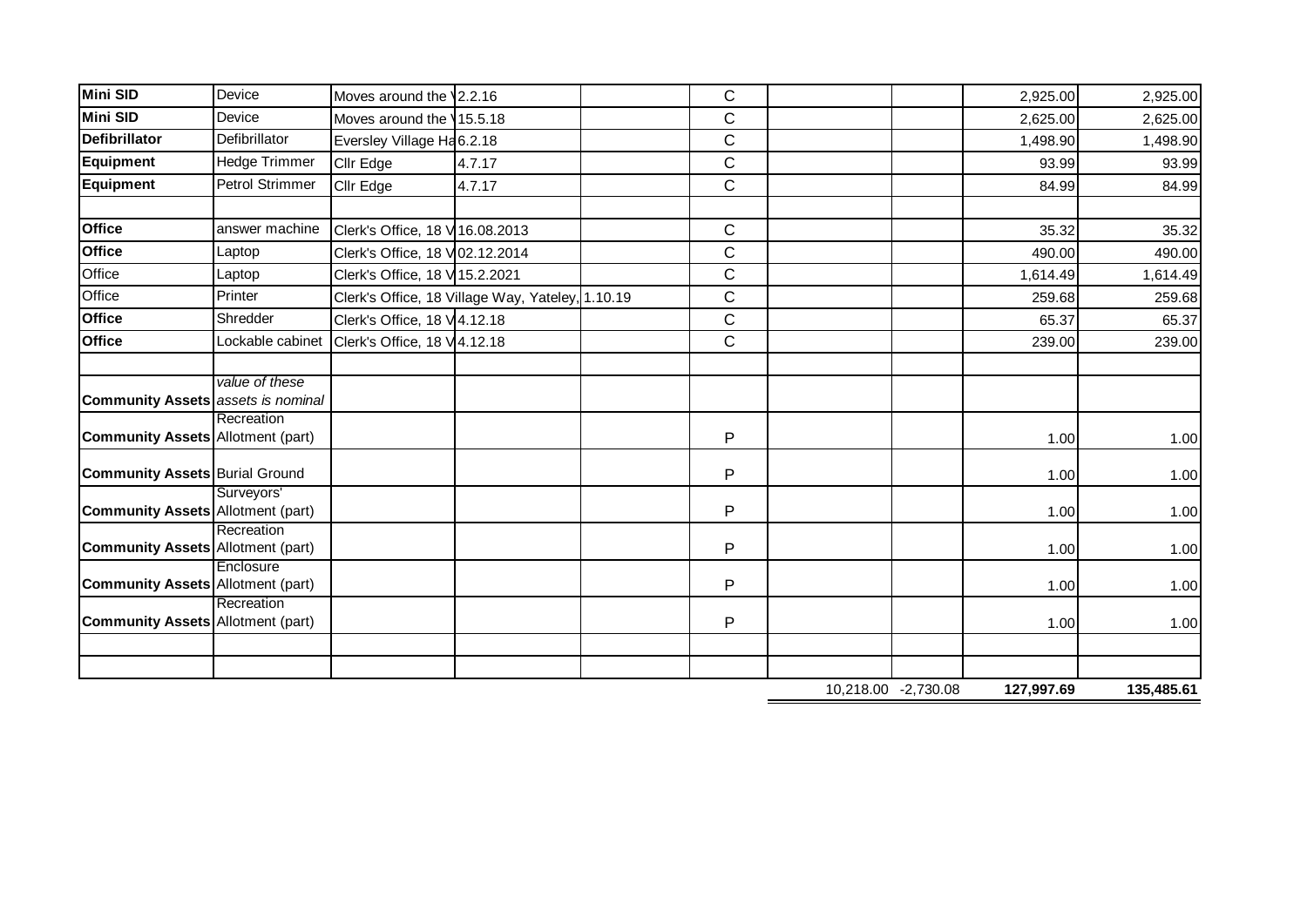| | | | | | | | | | |
|---|---|---|---|---|---|---|---|---|---|
| **Mini SID** | Device | Moves around the \ | 2.2.16 | | C | | | 2,925.00 | 2,925.00 |
| **Mini SID** | Device | Moves around the \ | 15.5.18 | | C | | | 2,625.00 | 2,625.00 |
| **Defibrillator** | Defibrillator | Eversley Village Ha | 6.2.18 | | C | | | 1,498.90 | 1,498.90 |
| **Equipment** | Hedge Trimmer | Cllr Edge | 4.7.17 | | C | | | 93.99 | 93.99 |
| **Equipment** | Petrol Strimmer | Cllr Edge | 4.7.17 | | C | | | 84.99 | 84.99 |
| | | | | | | | | | |
| **Office** | answer machine | Clerk's Office, 18 V | 16.08.2013 | | C | | | 35.32 | 35.32 |
| **Office** | Laptop | Clerk's Office, 18 V | 02.12.2014 | | C | | | 490.00 | 490.00 |
| Office | Laptop | Clerk's Office, 18 V | 15.2.2021 | | C | | | 1,614.49 | 1,614.49 |
| Office | Printer | Clerk's Office, 18 Village Way, Yateley, | 1.10.19 | | C | | | 259.68 | 259.68 |
| **Office** | Shredder | Clerk's Office, 18 V | 4.12.18 | | C | | | 65.37 | 65.37 |
| **Office** | Lockable cabinet | Clerk's Office, 18 V | 4.12.18 | | C | | | 239.00 | 239.00 |
| | | | | | | | | | |
| **Community Assets** | *value of these assets is nominal* | | | | | | | | |
| **Community Assets** | Recreation Allotment (part) | | | | P | | | 1.00 | 1.00 |
| **Community Assets** | Burial Ground | | | | P | | | 1.00 | 1.00 |
| **Community Assets** | Surveyors' Allotment (part) | | | | P | | | 1.00 | 1.00 |
| **Community Assets** | Recreation Allotment (part) | | | | P | | | 1.00 | 1.00 |
| **Community Assets** | Enclosure Allotment (part) | | | | P | | | 1.00 | 1.00 |
| **Community Assets** | Recreation Allotment (part) | | | | P | | | 1.00 | 1.00 |
| | | | | | | | | | |
| | | | | | | | | | |
| | | | | | | 10,218.00 | -2,730.08 | **127,997.69** | **135,485.61** |